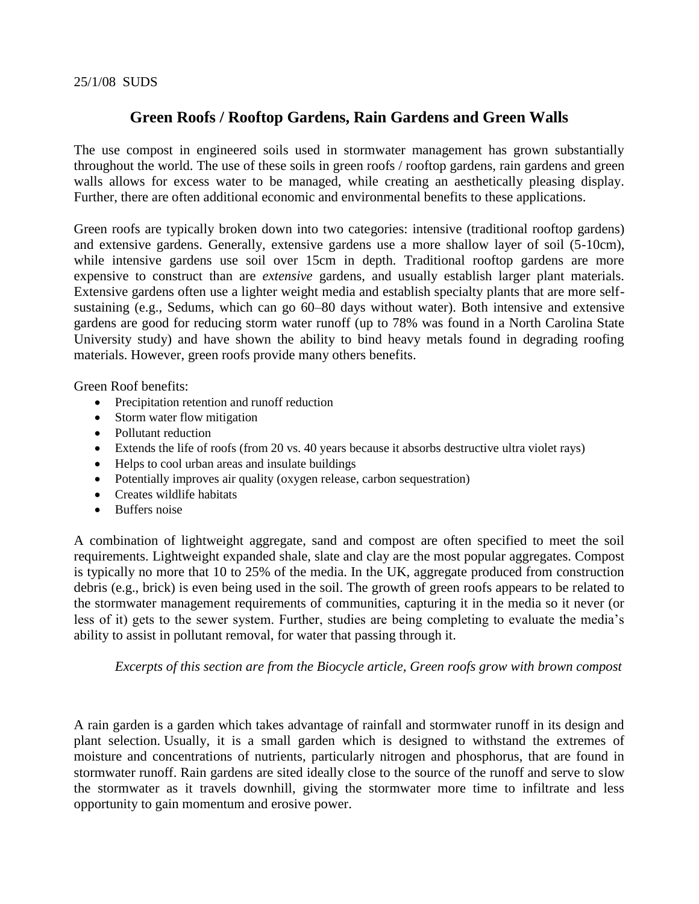25/1/08 SUDS

# Green Roofs / Rooftop Gardens, Rain Gardens and Green Walls

The use compost in engineered soils used in stormwater management has grown substantially throughout the world. The use of these soils in green roofs / rooftop gardens, rain gardens and green walls allows for excess water to be managed, while creating an aesthetically pleasing display. Further, there are often additional economic and environmental benefits to these applications.

Green roofs are typically broken down into two categories: intensive (traditional rooftop gardens) and extensive gardens. Generally, extensive gardens use a more shallow layer of soil (5-10cm), while intensive gardens use soil over 15cm in depth. Traditional rooftop gardens are more expensive to construct than are *extensive* gardens, and usually establish larger plant materials. Extensive gardens often use a lighter weight media and establish specialty plants that are more self-sustaining (e.g., Sedums, which can go 60–80 days without water). Both intensive and extensive gardens are good for reducing storm water runoff (up to 78% was found in a North Carolina State University study) and have shown the ability to bind heavy metals found in degrading roofing materials. However, green roofs provide many others benefits.

Green Roof benefits:

- Precipitation retention and runoff reduction
- Storm water flow mitigation
- Pollutant reduction
- Extends the life of roofs (from 20 vs. 40 years because it absorbs destructive ultra violet rays)
- Helps to cool urban areas and insulate buildings
- Potentially improves air quality (oxygen release, carbon sequestration)
- Creates wildlife habitats
- Buffers noise

A combination of lightweight aggregate, sand and compost are often specified to meet the soil requirements. Lightweight expanded shale, slate and clay are the most popular aggregates. Compost is typically no more that 10 to 25% of the media. In the UK, aggregate produced from construction debris (e.g., brick) is even being used in the soil. The growth of green roofs appears to be related to the stormwater management requirements of communities, capturing it in the media so it never (or less of it) gets to the sewer system. Further, studies are being completing to evaluate the media's ability to assist in pollutant removal, for water that passing through it.

*Excerpts of this section are from the Biocycle article, Green roofs grow with brown compost*

A rain garden is a garden which takes advantage of rainfall and stormwater runoff in its design and plant selection. Usually, it is a small garden which is designed to withstand the extremes of moisture and concentrations of nutrients, particularly nitrogen and phosphorus, that are found in stormwater runoff. Rain gardens are sited ideally close to the source of the runoff and serve to slow the stormwater as it travels downhill, giving the stormwater more time to infiltrate and less opportunity to gain momentum and erosive power.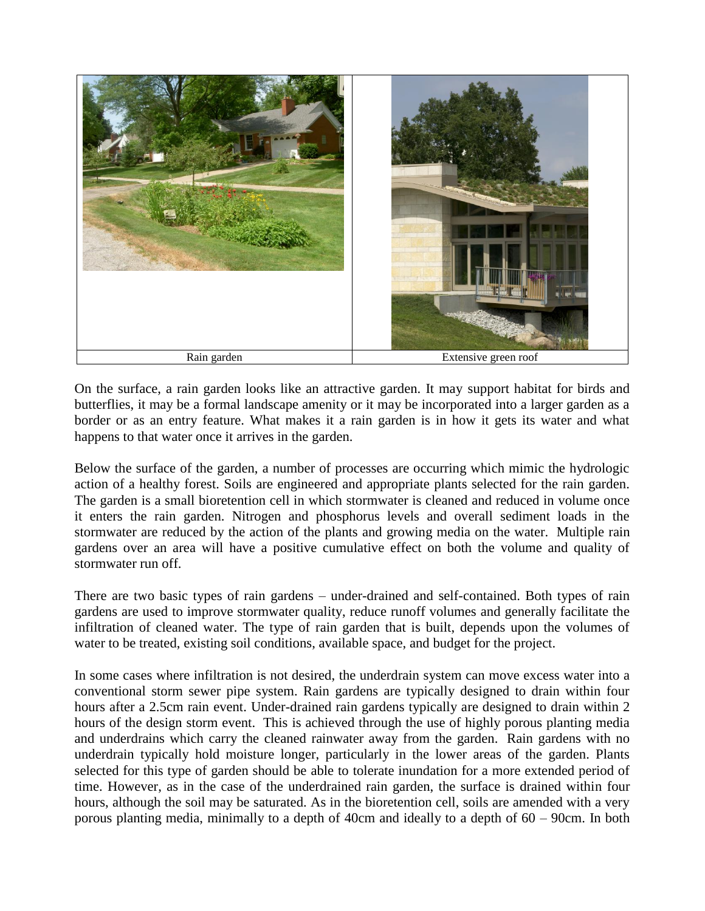| Rain garden | Extensive green roof |
| --- | --- |

On the surface, a rain garden looks like an attractive garden. It may support habitat for birds and butterflies, it may be a formal landscape amenity or it may be incorporated into a larger garden as a border or as an entry feature. What makes it a rain garden is in how it gets its water and what happens to that water once it arrives in the garden.

Below the surface of the garden, a number of processes are occurring which mimic the hydrologic action of a healthy forest. Soils are engineered and appropriate plants selected for the rain garden. The garden is a small bioretention cell in which stormwater is cleaned and reduced in volume once it enters the rain garden. Nitrogen and phosphorus levels and overall sediment loads in the stormwater are reduced by the action of the plants and growing media on the water. Multiple rain gardens over an area will have a positive cumulative effect on both the volume and quality of stormwater run off.

There are two basic types of rain gardens – under-drained and self-contained. Both types of rain gardens are used to improve stormwater quality, reduce runoff volumes and generally facilitate the infiltration of cleaned water. The type of rain garden that is built, depends upon the volumes of water to be treated, existing soil conditions, available space, and budget for the project.

In some cases where infiltration is not desired, the underdrain system can move excess water into a conventional storm sewer pipe system. Rain gardens are typically designed to drain within four hours after a 2.5cm rain event. Under-drained rain gardens typically are designed to drain within 2 hours of the design storm event. This is achieved through the use of highly porous planting media and underdrains which carry the cleaned rainwater away from the garden. Rain gardens with no underdrain typically hold moisture longer, particularly in the lower areas of the garden. Plants selected for this type of garden should be able to tolerate inundation for a more extended period of time. However, as in the case of the underdrained rain garden, the surface is drained within four hours, although the soil may be saturated. As in the bioretention cell, soils are amended with a very porous planting media, minimally to a depth of 40cm and ideally to a depth of 60 – 90cm. In both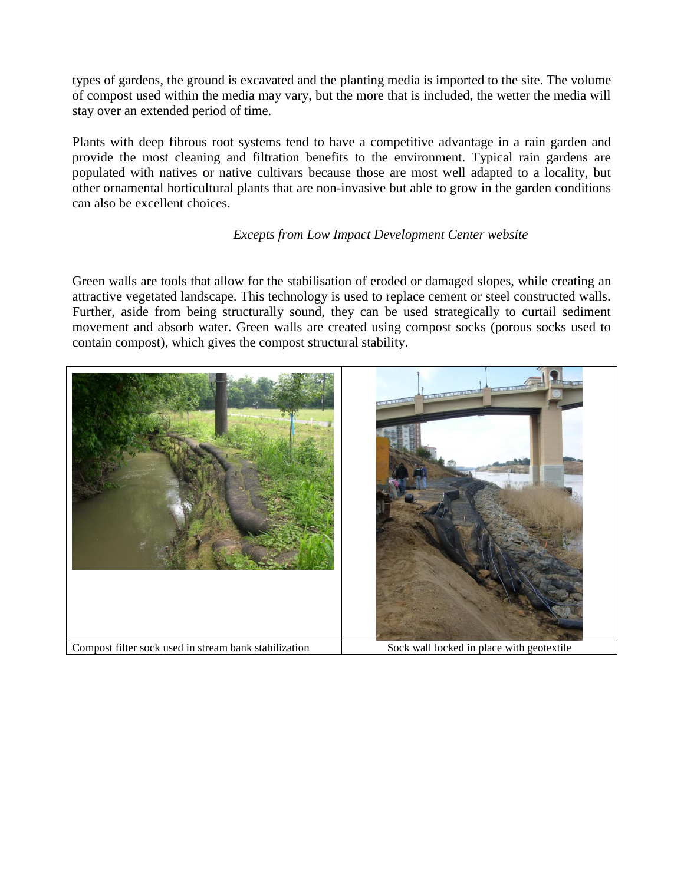types of gardens, the ground is excavated and the planting media is imported to the site. The volume of compost used within the media may vary, but the more that is included, the wetter the media will stay over an extended period of time.

Plants with deep fibrous root systems tend to have a competitive advantage in a rain garden and provide the most cleaning and filtration benefits to the environment. Typical rain gardens are populated with natives or native cultivars because those are most well adapted to a locality, but other ornamental horticultural plants that are non-invasive but able to grow in the garden conditions can also be excellent choices.

*Excepts from Low Impact Development Center website*

Green walls are tools that allow for the stabilisation of eroded or damaged slopes, while creating an attractive vegetated landscape. This technology is used to replace cement or steel constructed walls. Further, aside from being structurally sound, they can be used strategically to curtail sediment movement and absorb water. Green walls are created using compost socks (porous socks used to contain compost), which gives the compost structural stability.

Compost filter sock used in stream bank stabilization

Sock wall locked in place with geotextile